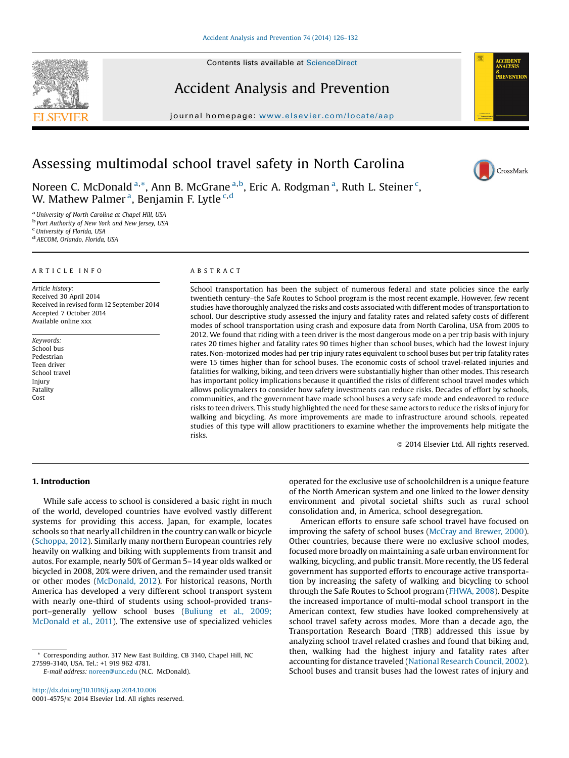# Assessing multimodal school travel safety in North Carolina

Noreen C. McDonald [a,*], Ann B. McGrane [a,b], Eric A. Rodgman [a], Ruth L. Steiner [c], W. Mathew Palmer [a], Benjamin F. Lytle [c,d]

[a] University of North Carolina at Chapel Hill, USA
[b] Port Authority of New York and New Jersey, USA
[c] University of Florida, USA
[d] AECOM, Orlando, Florida, USA

## ARTICLE INFO

*Article history:*
Received 30 April 2014
Received in revised form 12 September 2014
Accepted 7 October 2014
Available online xxx

*Keywords:*
School bus
Pedestrian
Teen driver
School travel
Injury
Fatality
Cost

## ABSTRACT

School transportation has been the subject of numerous federal and state policies since the early twentieth century–the Safe Routes to School program is the most recent example. However, few recent studies have thoroughly analyzed the risks and costs associated with different modes of transportation to school. Our descriptive study assessed the injury and fatality rates and related safety costs of different modes of school transportation using crash and exposure data from North Carolina, USA from 2005 to 2012. We found that riding with a teen driver is the most dangerous mode on a per trip basis with injury rates 20 times higher and fatality rates 90 times higher than school buses, which had the lowest injury rates. Non-motorized modes had per trip injury rates equivalent to school buses but per trip fatality rates were 15 times higher than for school buses. The economic costs of school travel-related injuries and fatalities for walking, biking, and teen drivers were substantially higher than other modes. This research has important policy implications because it quantified the risks of different school travel modes which allows policymakers to consider how safety investments can reduce risks. Decades of effort by schools, communities, and the government have made school buses a very safe mode and endeavored to reduce risks to teen drivers. This study highlighted the need for these same actors to reduce the risks of injury for walking and bicycling. As more improvements are made to infrastructure around schools, repeated studies of this type will allow practitioners to examine whether the improvements help mitigate the risks.

© 2014 Elsevier Ltd. All rights reserved.

## 1. Introduction

While safe access to school is considered a basic right in much of the world, developed countries have evolved vastly different systems for providing this access. Japan, for example, locates schools so that nearly all children in the country can walk or bicycle (Schoppa, 2012). Similarly many northern European countries rely heavily on walking and biking with supplements from transit and autos. For example, nearly 50% of German 5–14 year olds walked or bicycled in 2008, 20% were driven, and the remainder used transit or other modes (McDonald, 2012). For historical reasons, North America has developed a very different school transport system with nearly one-third of students using school-provided transport–generally yellow school buses (Buliung et al., 2009; McDonald et al., 2011). The extensive use of specialized vehicles operated for the exclusive use of schoolchildren is a unique feature of the North American system and one linked to the lower density environment and pivotal societal shifts such as rural school consolidation and, in America, school desegregation.

American efforts to ensure safe school travel have focused on improving the safety of school buses (McCray and Brewer, 2000). Other countries, because there were no exclusive school modes, focused more broadly on maintaining a safe urban environment for walking, bicycling, and public transit. More recently, the US federal government has supported efforts to encourage active transportation by increasing the safety of walking and bicycling to school through the Safe Routes to School program (FHWA, 2008). Despite the increased importance of multi-modal school transport in the American context, few studies have looked comprehensively at school travel safety across modes. More than a decade ago, the Transportation Research Board (TRB) addressed this issue by analyzing school travel related crashes and found that biking and, then, walking had the highest injury and fatality rates after accounting for distance traveled (National Research Council, 2002). School buses and transit buses had the lowest rates of injury and

\* Corresponding author. 317 New East Building, CB 3140, Chapel Hill, NC 27599-3140, USA. Tel.: +1 919 962 4781.
*E-mail address:* noreen@unc.edu (N.C. McDonald).

http://dx.doi.org/10.1016/j.aap.2014.10.006
0001-4575/© 2014 Elsevier Ltd. All rights reserved.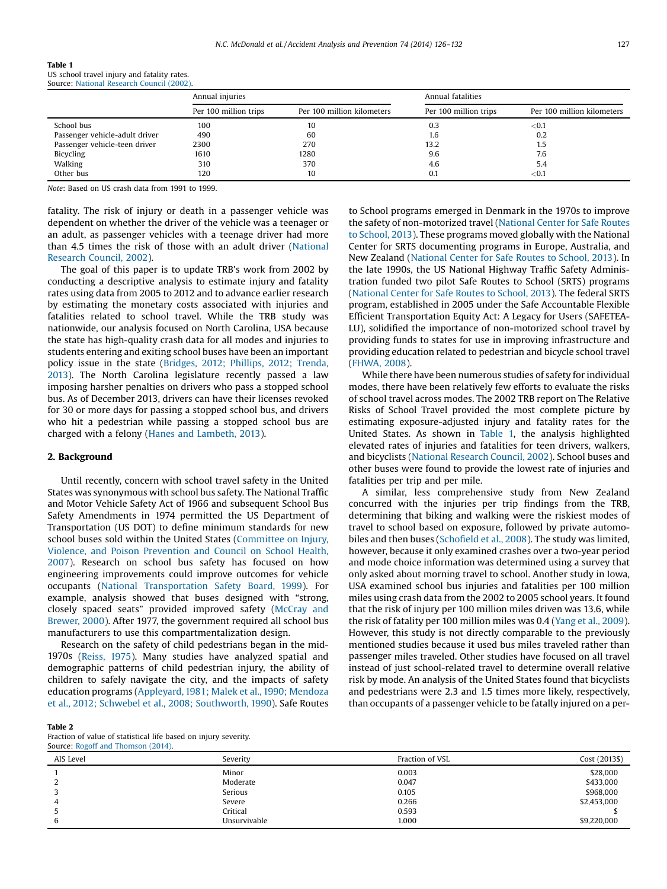Table 1
US school travel injury and fatality rates.
Source: National Research Council (2002).

| | Annual injuries | | Annual fatalities | |
|---|---|---|---|---|
| | Per 100 million trips | Per 100 million kilometers | Per 100 million trips | Per 100 million kilometers |
| School bus | 100 | 10 | 0.3 | <0.1 |
| Passenger vehicle-adult driver | 490 | 60 | 1.6 | 0.2 |
| Passenger vehicle-teen driver | 2300 | 270 | 13.2 | 1.5 |
| Bicycling | 1610 | 1280 | 9.6 | 7.6 |
| Walking | 310 | 370 | 4.6 | 5.4 |
| Other bus | 120 | 10 | 0.1 | <0.1 |

*Note*: Based on US crash data from 1991 to 1999.

fatality. The risk of injury or death in a passenger vehicle was dependent on whether the driver of the vehicle was a teenager or an adult, as passenger vehicles with a teenage driver had more than 4.5 times the risk of those with an adult driver (National Research Council, 2002).

The goal of this paper is to update TRB's work from 2002 by conducting a descriptive analysis to estimate injury and fatality rates using data from 2005 to 2012 and to advance earlier research by estimating the monetary costs associated with injuries and fatalities related to school travel. While the TRB study was nationwide, our analysis focused on North Carolina, USA because the state has high-quality crash data for all modes and injuries to students entering and exiting school buses have been an important policy issue in the state (Bridges, 2012; Phillips, 2012; Trenda, 2013). The North Carolina legislature recently passed a law imposing harsher penalties on drivers who pass a stopped school bus. As of December 2013, drivers can have their licenses revoked for 30 or more days for passing a stopped school bus, and drivers who hit a pedestrian while passing a stopped school bus are charged with a felony (Hanes and Lambeth, 2013).

## 2. Background

Until recently, concern with school travel safety in the United States was synonymous with school bus safety. The National Traffic and Motor Vehicle Safety Act of 1966 and subsequent School Bus Safety Amendments in 1974 permitted the US Department of Transportation (US DOT) to define minimum standards for new school buses sold within the United States (Committee on Injury, Violence, and Poison Prevention and Council on School Health, 2007). Research on school bus safety has focused on how engineering improvements could improve outcomes for vehicle occupants (National Transportation Safety Board, 1999). For example, analysis showed that buses designed with "strong, closely spaced seats" provided improved safety (McCray and Brewer, 2000). After 1977, the government required all school bus manufacturers to use this compartmentalization design.

Research on the safety of child pedestrians began in the mid-1970s (Reiss, 1975). Many studies have analyzed spatial and demographic patterns of child pedestrian injury, the ability of children to safely navigate the city, and the impacts of safety education programs (Appleyard, 1981; Malek et al., 1990; Mendoza et al., 2012; Schwebel et al., 2008; Southworth, 1990). Safe Routes to School programs emerged in Denmark in the 1970s to improve the safety of non-motorized travel (National Center for Safe Routes to School, 2013). These programs moved globally with the National Center for SRTS documenting programs in Europe, Australia, and New Zealand (National Center for Safe Routes to School, 2013). In the late 1990s, the US National Highway Traffic Safety Administration funded two pilot Safe Routes to School (SRTS) programs (National Center for Safe Routes to School, 2013). The federal SRTS program, established in 2005 under the Safe Accountable Flexible Efficient Transportation Equity Act: A Legacy for Users (SAFETEA-LU), solidified the importance of non-motorized school travel by providing funds to states for use in improving infrastructure and providing education related to pedestrian and bicycle school travel (FHWA, 2008).

While there have been numerous studies of safety for individual modes, there have been relatively few efforts to evaluate the risks of school travel across modes. The 2002 TRB report on The Relative Risks of School Travel provided the most complete picture by estimating exposure-adjusted injury and fatality rates for the United States. As shown in Table 1, the analysis highlighted elevated rates of injuries and fatalities for teen drivers, walkers, and bicyclists (National Research Council, 2002). School buses and other buses were found to provide the lowest rate of injuries and fatalities per trip and per mile.

A similar, less comprehensive study from New Zealand concurred with the injuries per trip findings from the TRB, determining that biking and walking were the riskiest modes of travel to school based on exposure, followed by private automobiles and then buses (Schofield et al., 2008). The study was limited, however, because it only examined crashes over a two-year period and mode choice information was determined using a survey that only asked about morning travel to school. Another study in Iowa, USA examined school bus injuries and fatalities per 100 million miles using crash data from the 2002 to 2005 school years. It found that the risk of injury per 100 million miles driven was 13.6, while the risk of fatality per 100 million miles was 0.4 (Yang et al., 2009). However, this study is not directly comparable to the previously mentioned studies because it used bus miles traveled rather than passenger miles traveled. Other studies have focused on all travel instead of just school-related travel to determine overall relative risk by mode. An analysis of the United States found that bicyclists and pedestrians were 2.3 and 1.5 times more likely, respectively, than occupants of a passenger vehicle to be fatally injured on a per-

Table 2
Fraction of value of statistical life based on injury severity.
Source: Rogoff and Thomson (2014).

| AIS Level | Severity | Fraction of VSL | Cost (2013$) |
|---|---|---|---|
| 1 | Minor | 0.003 | $28,000 |
| 2 | Moderate | 0.047 | $433,000 |
| 3 | Serious | 0.105 | $968,000 |
| 4 | Severe | 0.266 | $2,453,000 |
| 5 | Critical | 0.593 | $ |
| 6 | Unsurvivable | 1.000 | $9,220,000 |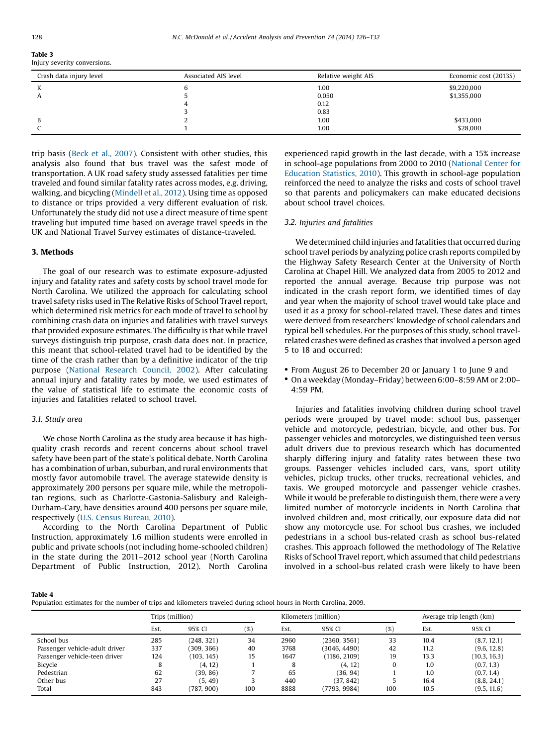**Table 3**
Injury severity conversions.

| Crash data injury level | Associated AIS level | Relative weight AIS | Economic cost (2013$) |
|---|---|---|---|
| K | 6 | 1.00 | $9,220,000 |
| A | 5 | 0.050 | $1,355,000 |
| | 4 | 0.12 | |
| | 3 | 0.83 | |
| B | 2 | 1.00 | $433,000 |
| C | 1 | 1.00 | $28,000 |

trip basis (Beck et al., 2007). Consistent with other studies, this analysis also found that bus travel was the safest mode of transportation. A UK road safety study assessed fatalities per time traveled and found similar fatality rates across modes, e.g. driving, walking, and bicycling (Mindell et al., 2012). Using time as opposed to distance or trips provided a very different evaluation of risk. Unfortunately the study did not use a direct measure of time spent traveling but imputed time based on average travel speeds in the UK and National Travel Survey estimates of distance-traveled.

## 3. Methods

The goal of our research was to estimate exposure-adjusted injury and fatality rates and safety costs by school travel mode for North Carolina. We utilized the approach for calculating school travel safety risks used in The Relative Risks of School Travel report, which determined risk metrics for each mode of travel to school by combining crash data on injuries and fatalities with travel surveys that provided exposure estimates. The difficulty is that while travel surveys distinguish trip purpose, crash data does not. In practice, this meant that school-related travel had to be identified by the time of the crash rather than by a definitive indicator of the trip purpose (National Research Council, 2002). After calculating annual injury and fatality rates by mode, we used estimates of the value of statistical life to estimate the economic costs of injuries and fatalities related to school travel.

### 3.1. Study area

We chose North Carolina as the study area because it has high-quality crash records and recent concerns about school travel safety have been part of the state's political debate. North Carolina has a combination of urban, suburban, and rural environments that mostly favor automobile travel. The average statewide density is approximately 200 persons per square mile, while the metropolitan regions, such as Charlotte-Gastonia-Salisbury and Raleigh-Durham-Cary, have densities around 400 persons per square mile, respectively (U.S. Census Bureau, 2010).

According to the North Carolina Department of Public Instruction, approximately 1.6 million students were enrolled in public and private schools (not including home-schooled children) in the state during the 2011–2012 school year (North Carolina Department of Public Instruction, 2012). North Carolina experienced rapid growth in the last decade, with a 15% increase in school-age populations from 2000 to 2010 (National Center for Education Statistics, 2010). This growth in school-age population reinforced the need to analyze the risks and costs of school travel so that parents and policymakers can make educated decisions about school travel choices.

### 3.2. Injuries and fatalities

We determined child injuries and fatalities that occurred during school travel periods by analyzing police crash reports compiled by the Highway Safety Research Center at the University of North Carolina at Chapel Hill. We analyzed data from 2005 to 2012 and reported the annual average. Because trip purpose was not indicated in the crash report form, we identified times of day and year when the majority of school travel would take place and used it as a proxy for school-related travel. These dates and times were derived from researchers' knowledge of school calendars and typical bell schedules. For the purposes of this study, school travel-related crashes were defined as crashes that involved a person aged 5 to 18 and occurred:

- From August 26 to December 20 or January 1 to June 9 and
- On a weekday (Monday–Friday) between 6:00–8:59 AM or 2:00–4:59 PM.

Injuries and fatalities involving children during school travel periods were grouped by travel mode: school bus, passenger vehicle and motorcycle, pedestrian, bicycle, and other bus. For passenger vehicles and motorcycles, we distinguished teen versus adult drivers due to previous research which has documented sharply differing injury and fatality rates between these two groups. Passenger vehicles included cars, vans, sport utility vehicles, pickup trucks, other trucks, recreational vehicles, and taxis. We grouped motorcycle and passenger vehicle crashes. While it would be preferable to distinguish them, there were a very limited number of motorcycle incidents in North Carolina that involved children and, most critically, our exposure data did not show any motorcycle use. For school bus crashes, we included pedestrians in a school bus-related crash as school bus-related crashes. This approach followed the methodology of The Relative Risks of School Travel report, which assumed that child pedestrians involved in a school-bus related crash were likely to have been

**Table 4**
Population estimates for the number of trips and kilometers traveled during school hours in North Carolina, 2009.

| | Trips (million) | | | Kilometers (million) | | | Average trip length (km) | |
|---|---|---|---|---|---|---|---|---|
| | Est. | 95% CI | (%) | Est. | 95% CI | (%) | Est. | 95% CI |
| School bus | 285 | (248, 321) | 34 | 2960 | (2360, 3561) | 33 | 10.4 | (8.7, 12.1) |
| Passenger vehicle-adult driver | 337 | (309, 366) | 40 | 3768 | (3046, 4490) | 42 | 11.2 | (9.6, 12.8) |
| Passenger vehicle-teen driver | 124 | (103, 145) | 15 | 1647 | (1186, 2109) | 19 | 13.3 | (10.3, 16.3) |
| Bicycle | 8 | (4, 12) | 1 | 8 | (4, 12) | 0 | 1.0 | (0.7, 1.3) |
| Pedestrian | 62 | (39, 86) | 7 | 65 | (36, 94) | 1 | 1.0 | (0.7, 1.4) |
| Other bus | 27 | (5, 49) | 3 | 440 | (37, 842) | 5 | 16.4 | (8.8, 24.1) |
| Total | 843 | (787, 900) | 100 | 8888 | (7793, 9984) | 100 | 10.5 | (9.5, 11.6) |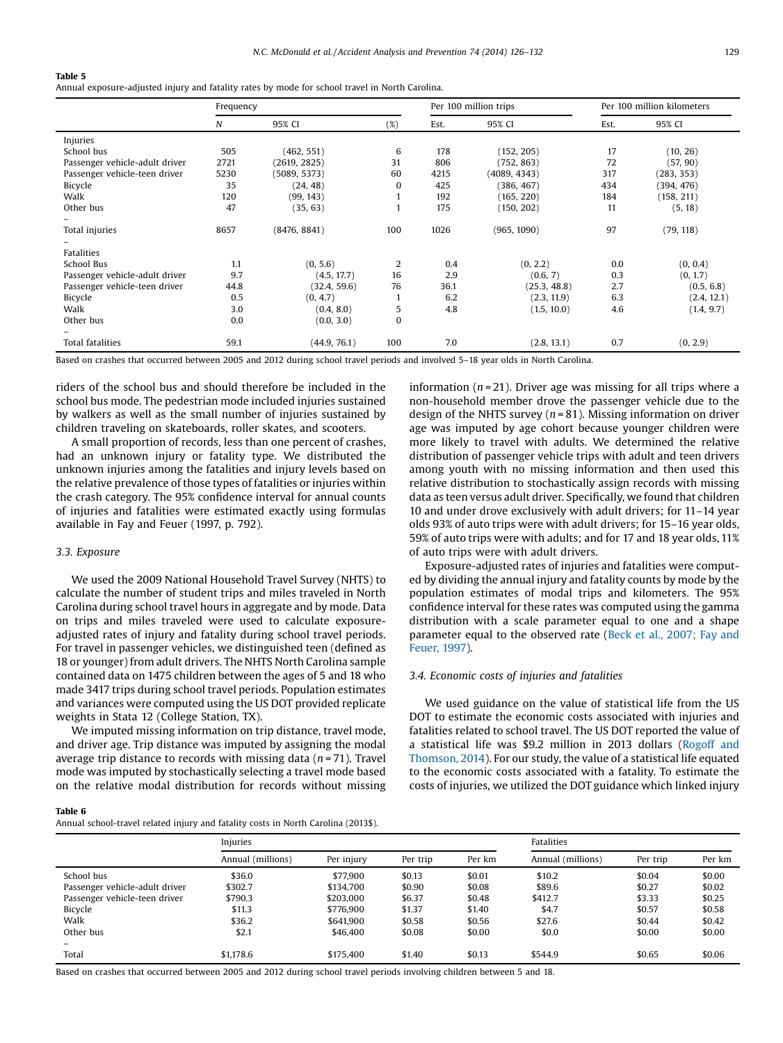**Table 5**
Annual exposure-adjusted injury and fatality rates by mode for school travel in North Carolina.

| | Frequency | | | Per 100 million trips | | Per 100 million kilometers | |
|---|---|---|---|---|---|---|---|
| | N | 95% CI | (%) | Est. | 95% CI | Est. | 95% CI |
| Injuries | | | | | | | |
| School bus | 505 | (462, 551) | 6 | 178 | (152, 205) | 17 | (10, 26) |
| Passenger vehicle-adult driver | 2721 | (2619, 2825) | 31 | 806 | (752, 863) | 72 | (57, 90) |
| Passenger vehicle-teen driver | 5230 | (5089, 5373) | 60 | 4215 | (4089, 4343) | 317 | (283, 353) |
| Bicycle | 35 | (24, 48) | 0 | 425 | (386, 467) | 434 | (394, 476) |
| Walk | 120 | (99, 143) | 1 | 192 | (165, 220) | 184 | (158, 211) |
| Other bus | 47 | (35, 63) | 1 | 175 | (150, 202) | 11 | (5, 18) |
| – | | | | | | | |
| Total injuries | 8657 | (8476, 8841) | 100 | 1026 | (965, 1090) | 97 | (79, 118) |
| – | | | | | | | |
| Fatalities | | | | | | | |
| School Bus | 1.1 | (0, 5.6) | 2 | 0.4 | (0, 2.2) | 0.0 | (0, 0.4) |
| Passenger vehicle-adult driver | 9.7 | (4.5, 17.7) | 16 | 2.9 | (0.6, 7) | 0.3 | (0, 1.7) |
| Passenger vehicle-teen driver | 44.8 | (32.4, 59.6) | 76 | 36.1 | (25.3, 48.8) | 2.7 | (0.5, 6.8) |
| Bicycle | 0.5 | (0, 4.7) | 1 | 6.2 | (2.3, 11.9) | 6.3 | (2.4, 12.1) |
| Walk | 3.0 | (0.4, 8.0) | 5 | 4.8 | (1.5, 10.0) | 4.6 | (1.4, 9.7) |
| Other bus | 0.0 | (0.0, 3.0) | 0 | | | | |
| – | | | | | | | |
| Total fatalities | 59.1 | (44.9, 76.1) | 100 | 7.0 | (2.8, 13.1) | 0.7 | (0, 2.9) |

Based on crashes that occurred between 2005 and 2012 during school travel periods and involved 5–18 year olds in North Carolina.

riders of the school bus and should therefore be included in the school bus mode. The pedestrian mode included injuries sustained by walkers as well as the small number of injuries sustained by children traveling on skateboards, roller skates, and scooters.

A small proportion of records, less than one percent of crashes, had an unknown injury or fatality type. We distributed the unknown injuries among the fatalities and injury levels based on the relative prevalence of those types of fatalities or injuries within the crash category. The 95% confidence interval for annual counts of injuries and fatalities were estimated exactly using formulas available in Fay and Feuer (1997, p. 792).

### 3.3. Exposure

We used the 2009 National Household Travel Survey (NHTS) to calculate the number of student trips and miles traveled in North Carolina during school travel hours in aggregate and by mode. Data on trips and miles traveled were used to calculate exposure-adjusted rates of injury and fatality during school travel periods. For travel in passenger vehicles, we distinguished teen (defined as 18 or younger) from adult drivers. The NHTS North Carolina sample contained data on 1475 children between the ages of 5 and 18 who made 3417 trips during school travel periods. Population estimates and variances were computed using the US DOT provided replicate weights in Stata 12 (College Station, TX).

We imputed missing information on trip distance, travel mode, and driver age. Trip distance was imputed by assigning the modal average trip distance to records with missing data ($n = 71$). Travel mode was imputed by stochastically selecting a travel mode based on the relative modal distribution for records without missing information ($n = 21$). Driver age was missing for all trips where a non-household member drove the passenger vehicle due to the design of the NHTS survey ($n = 81$). Missing information on driver age was imputed by age cohort because younger children were more likely to travel with adults. We determined the relative distribution of passenger vehicle trips with adult and teen drivers among youth with no missing information and then used this relative distribution to stochastically assign records with missing data as teen versus adult driver. Specifically, we found that children 10 and under drove exclusively with adult drivers; for 11–14 year olds 93% of auto trips were with adult drivers; for 15–16 year olds, 59% of auto trips were with adults; and for 17 and 18 year olds, 11% of auto trips were with adult drivers.

Exposure-adjusted rates of injuries and fatalities were computed by dividing the annual injury and fatality counts by mode by the population estimates of modal trips and kilometers. The 95% confidence interval for these rates was computed using the gamma distribution with a scale parameter equal to one and a shape parameter equal to the observed rate (Beck et al., 2007; Fay and Feuer, 1997).

### 3.4. Economic costs of injuries and fatalities

We used guidance on the value of statistical life from the US DOT to estimate the economic costs associated with injuries and fatalities related to school travel. The US DOT reported the value of a statistical life was $9.2 million in 2013 dollars (Rogoff and Thomson, 2014). For our study, the value of a statistical life equated to the economic costs associated with a fatality. To estimate the costs of injuries, we utilized the DOT guidance which linked injury

**Table 6**
Annual school-travel related injury and fatality costs in North Carolina (2013$).

| | Injuries | | | | Fatalities | | |
|---|---|---|---|---|---|---|---|
| | Annual (millions) | Per injury | Per trip | Per km | Annual (millions) | Per trip | Per km |
| School bus | $36.0 | $77,900 | $0.13 | $0.01 | $10.2 | $0.04 | $0.00 |
| Passenger vehicle-adult driver | $302.7 | $134,700 | $0.90 | $0.08 | $89.6 | $0.27 | $0.02 |
| Passenger vehicle-teen driver | $790.3 | $203,000 | $6.37 | $0.48 | $412.7 | $3.33 | $0.25 |
| Bicycle | $11.3 | $776,900 | $1.37 | $1.40 | $4.7 | $0.57 | $0.58 |
| Walk | $36.2 | $641,900 | $0.58 | $0.56 | $27.6 | $0.44 | $0.42 |
| Other bus | $2.1 | $46,400 | $0.08 | $0.00 | $0.0 | $0.00 | $0.00 |
| – | | | | | | | |
| Total | $1,178.6 | $175,400 | $1.40 | $0.13 | $544.9 | $0.65 | $0.06 |

Based on crashes that occurred between 2005 and 2012 during school travel periods involving children between 5 and 18.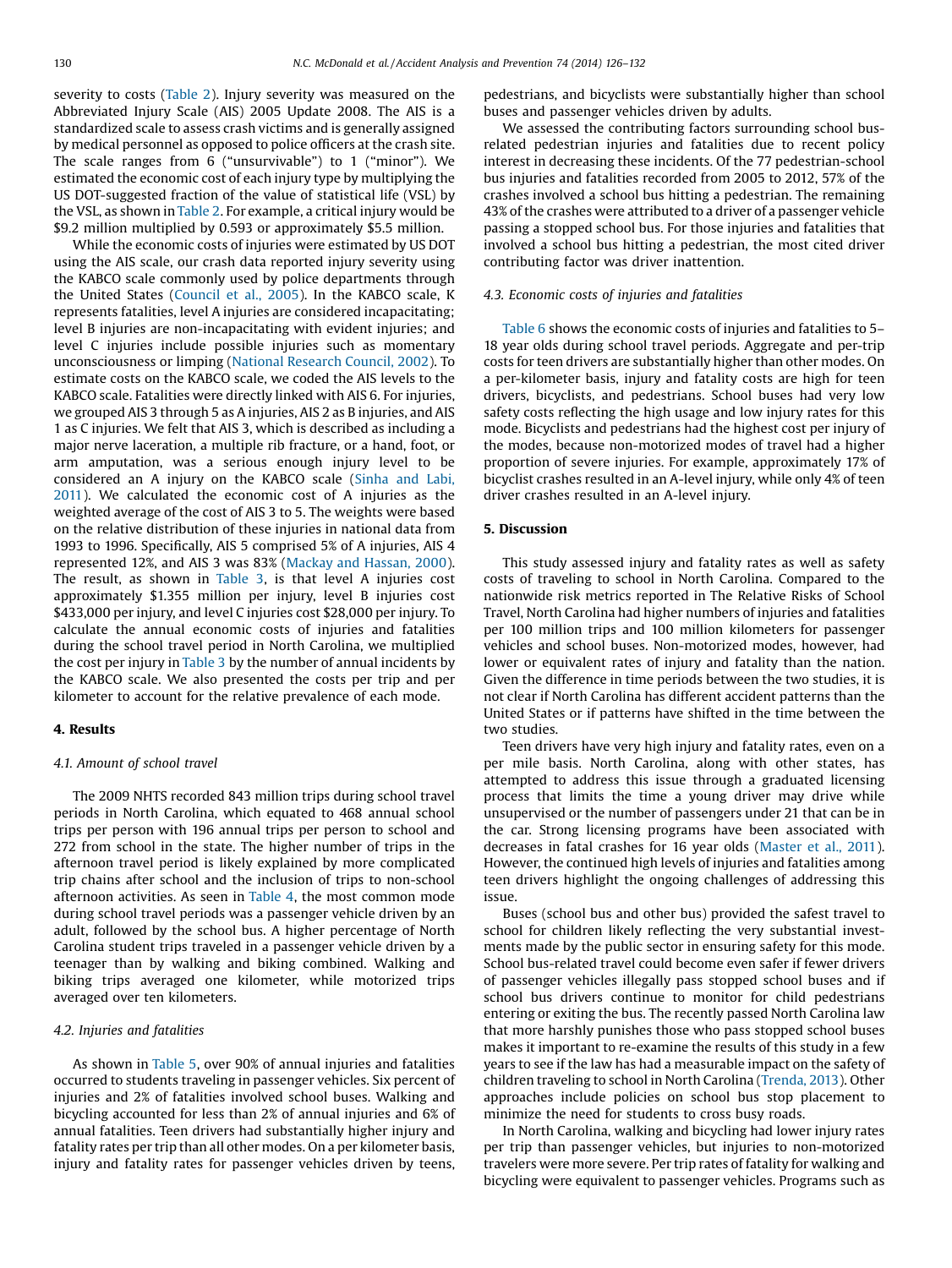severity to costs (Table 2). Injury severity was measured on the Abbreviated Injury Scale (AIS) 2005 Update 2008. The AIS is a standardized scale to assess crash victims and is generally assigned by medical personnel as opposed to police officers at the crash site. The scale ranges from 6 ("unsurvivable") to 1 ("minor"). We estimated the economic cost of each injury type by multiplying the US DOT-suggested fraction of the value of statistical life (VSL) by the VSL, as shown in Table 2. For example, a critical injury would be $9.2 million multiplied by 0.593 or approximately $5.5 million.

While the economic costs of injuries were estimated by US DOT using the AIS scale, our crash data reported injury severity using the KABCO scale commonly used by police departments through the United States (Council et al., 2005). In the KABCO scale, K represents fatalities, level A injuries are considered incapacitating; level B injuries are non-incapacitating with evident injuries; and level C injuries include possible injuries such as momentary unconsciousness or limping (National Research Council, 2002). To estimate costs on the KABCO scale, we coded the AIS levels to the KABCO scale. Fatalities were directly linked with AIS 6. For injuries, we grouped AIS 3 through 5 as A injuries, AIS 2 as B injuries, and AIS 1 as C injuries. We felt that AIS 3, which is described as including a major nerve laceration, a multiple rib fracture, or a hand, foot, or arm amputation, was a serious enough injury level to be considered an A injury on the KABCO scale (Sinha and Labi, 2011). We calculated the economic cost of A injuries as the weighted average of the cost of AIS 3 to 5. The weights were based on the relative distribution of these injuries in national data from 1993 to 1996. Specifically, AIS 5 comprised 5% of A injuries, AIS 4 represented 12%, and AIS 3 was 83% (Mackay and Hassan, 2000). The result, as shown in Table 3, is that level A injuries cost approximately $1.355 million per injury, level B injuries cost $433,000 per injury, and level C injuries cost $28,000 per injury. To calculate the annual economic costs of injuries and fatalities during the school travel period in North Carolina, we multiplied the cost per injury in Table 3 by the number of annual incidents by the KABCO scale. We also presented the costs per trip and per kilometer to account for the relative prevalence of each mode.

## 4. Results

### 4.1. Amount of school travel

The 2009 NHTS recorded 843 million trips during school travel periods in North Carolina, which equated to 468 annual school trips per person with 196 annual trips per person to school and 272 from school in the state. The higher number of trips in the afternoon travel period is likely explained by more complicated trip chains after school and the inclusion of trips to non-school afternoon activities. As seen in Table 4, the most common mode during school travel periods was a passenger vehicle driven by an adult, followed by the school bus. A higher percentage of North Carolina student trips traveled in a passenger vehicle driven by a teenager than by walking and biking combined. Walking and biking trips averaged one kilometer, while motorized trips averaged over ten kilometers.

### 4.2. Injuries and fatalities

As shown in Table 5, over 90% of annual injuries and fatalities occurred to students traveling in passenger vehicles. Six percent of injuries and 2% of fatalities involved school buses. Walking and bicycling accounted for less than 2% of annual injuries and 6% of annual fatalities. Teen drivers had substantially higher injury and fatality rates per trip than all other modes. On a per kilometer basis, injury and fatality rates for passenger vehicles driven by teens, pedestrians, and bicyclists were substantially higher than school buses and passenger vehicles driven by adults.

We assessed the contributing factors surrounding school bus-related pedestrian injuries and fatalities due to recent policy interest in decreasing these incidents. Of the 77 pedestrian-school bus injuries and fatalities recorded from 2005 to 2012, 57% of the crashes involved a school bus hitting a pedestrian. The remaining 43% of the crashes were attributed to a driver of a passenger vehicle passing a stopped school bus. For those injuries and fatalities that involved a school bus hitting a pedestrian, the most cited driver contributing factor was driver inattention.

### 4.3. Economic costs of injuries and fatalities

Table 6 shows the economic costs of injuries and fatalities to 5–18 year olds during school travel periods. Aggregate and per-trip costs for teen drivers are substantially higher than other modes. On a per-kilometer basis, injury and fatality costs are high for teen drivers, bicyclists, and pedestrians. School buses had very low safety costs reflecting the high usage and low injury rates for this mode. Bicyclists and pedestrians had the highest cost per injury of the modes, because non-motorized modes of travel had a higher proportion of severe injuries. For example, approximately 17% of bicyclist crashes resulted in an A-level injury, while only 4% of teen driver crashes resulted in an A-level injury.

## 5. Discussion

This study assessed injury and fatality rates as well as safety costs of traveling to school in North Carolina. Compared to the nationwide risk metrics reported in The Relative Risks of School Travel, North Carolina had higher numbers of injuries and fatalities per 100 million trips and 100 million kilometers for passenger vehicles and school buses. Non-motorized modes, however, had lower or equivalent rates of injury and fatality than the nation. Given the difference in time periods between the two studies, it is not clear if North Carolina has different accident patterns than the United States or if patterns have shifted in the time between the two studies.

Teen drivers have very high injury and fatality rates, even on a per mile basis. North Carolina, along with other states, has attempted to address this issue through a graduated licensing process that limits the time a young driver may drive while unsupervised or the number of passengers under 21 that can be in the car. Strong licensing programs have been associated with decreases in fatal crashes for 16 year olds (Master et al., 2011). However, the continued high levels of injuries and fatalities among teen drivers highlight the ongoing challenges of addressing this issue.

Buses (school bus and other bus) provided the safest travel to school for children likely reflecting the very substantial investments made by the public sector in ensuring safety for this mode. School bus-related travel could become even safer if fewer drivers of passenger vehicles illegally pass stopped school buses and if school bus drivers continue to monitor for child pedestrians entering or exiting the bus. The recently passed North Carolina law that more harshly punishes those who pass stopped school buses makes it important to re-examine the results of this study in a few years to see if the law has had a measurable impact on the safety of children traveling to school in North Carolina (Trenda, 2013). Other approaches include policies on school bus stop placement to minimize the need for students to cross busy roads.

In North Carolina, walking and bicycling had lower injury rates per trip than passenger vehicles, but injuries to non-motorized travelers were more severe. Per trip rates of fatality for walking and bicycling were equivalent to passenger vehicles. Programs such as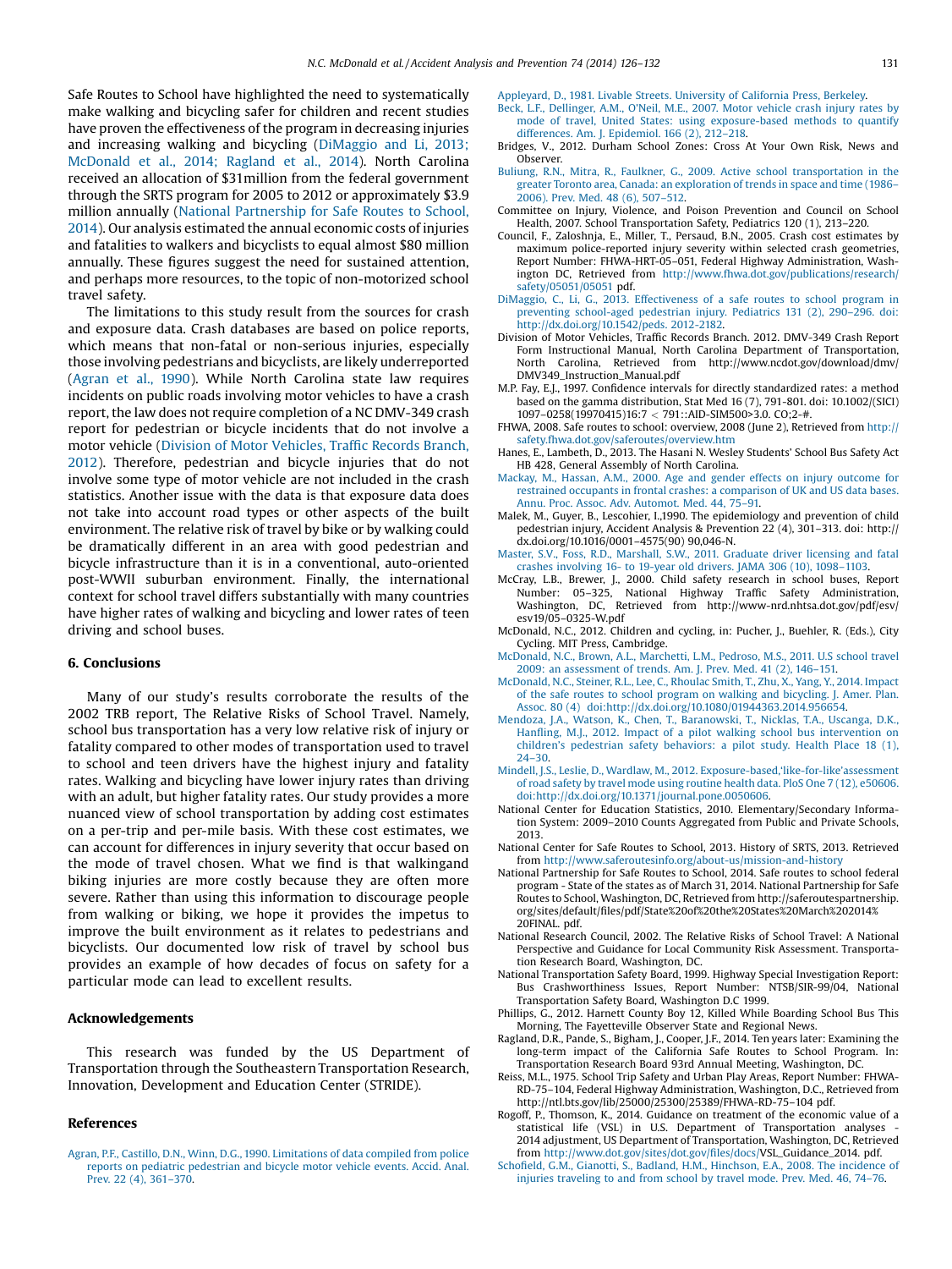Safe Routes to School have highlighted the need to systematically make walking and bicycling safer for children and recent studies have proven the effectiveness of the program in decreasing injuries and increasing walking and bicycling (DiMaggio and Li, 2013; McDonald et al., 2014; Ragland et al., 2014). North Carolina received an allocation of $31million from the federal government through the SRTS program for 2005 to 2012 or approximately $3.9 million annually (National Partnership for Safe Routes to School, 2014). Our analysis estimated the annual economic costs of injuries and fatalities to walkers and bicyclists to equal almost $80 million annually. These figures suggest the need for sustained attention, and perhaps more resources, to the topic of non-motorized school travel safety.

The limitations to this study result from the sources for crash and exposure data. Crash databases are based on police reports, which means that non-fatal or non-serious injuries, especially those involving pedestrians and bicyclists, are likely underreported (Agran et al., 1990). While North Carolina state law requires incidents on public roads involving motor vehicles to have a crash report, the law does not require completion of a NC DMV-349 crash report for pedestrian or bicycle incidents that do not involve a motor vehicle (Division of Motor Vehicles, Traffic Records Branch, 2012). Therefore, pedestrian and bicycle injuries that do not involve some type of motor vehicle are not included in the crash statistics. Another issue with the data is that exposure data does not take into account road types or other aspects of the built environment. The relative risk of travel by bike or by walking could be dramatically different in an area with good pedestrian and bicycle infrastructure than it is in a conventional, auto-oriented post-WWII suburban environment. Finally, the international context for school travel differs substantially with many countries have higher rates of walking and bicycling and lower rates of teen driving and school buses.

## 6. Conclusions

Many of our study's results corroborate the results of the 2002 TRB report, The Relative Risks of School Travel. Namely, school bus transportation has a very low relative risk of injury or fatality compared to other modes of transportation used to travel to school and teen drivers have the highest injury and fatality rates. Walking and bicycling have lower injury rates than driving with an adult, but higher fatality rates. Our study provides a more nuanced view of school transportation by adding cost estimates on a per-trip and per-mile basis. With these cost estimates, we can account for differences in injury severity that occur based on the mode of travel chosen. What we find is that walkingand biking injuries are more costly because they are often more severe. Rather than using this information to discourage people from walking or biking, we hope it provides the impetus to improve the built environment as it relates to pedestrians and bicyclists. Our documented low risk of travel by school bus provides an example of how decades of focus on safety for a particular mode can lead to excellent results.

## Acknowledgements

This research was funded by the US Department of Transportation through the Southeastern Transportation Research, Innovation, Development and Education Center (STRIDE).

## References

Agran, P.F., Castillo, D.N., Winn, D.G., 1990. Limitations of data compiled from police reports on pediatric pedestrian and bicycle motor vehicle events. Accid. Anal. Prev. 22 (4), 361–370.

Appleyard, D., 1981. Livable Streets. University of California Press, Berkeley.

Beck, L.F., Dellinger, A.M., O'Neil, M.E., 2007. Motor vehicle crash injury rates by mode of travel, United States: using exposure-based methods to quantify differences. Am. J. Epidemiol. 166 (2), 212–218.

Bridges, V., 2012. Durham School Zones: Cross At Your Own Risk, News and Observer.

Buliung, R.N., Mitra, R., Faulkner, G., 2009. Active school transportation in the greater Toronto area, Canada: an exploration of trends in space and time (1986–2006). Prev. Med. 48 (6), 507–512.

Committee on Injury, Violence, and Poison Prevention and Council on School Health, 2007. School Transportation Safety, Pediatrics 120 (1), 213–220.

Council, F., Zaloshnja, E., Miller, T., Persaud, B.N., 2005. Crash cost estimates by maximum police-reported injury severity within selected crash geometries, Report Number: FHWA-HRT-05–051, Federal Highway Administration, Washington DC, Retrieved from http://www.fhwa.dot.gov/publications/research/safety/05051/05051 pdf.

DiMaggio, C., Li, G., 2013. Effectiveness of a safe routes to school program in preventing school-aged pedestrian injury. Pediatrics 131 (2), 290–296. doi: http://dx.doi.org/10.1542/peds. 2012-2182.

Division of Motor Vehicles, Traffic Records Branch. 2012. DMV-349 Crash Report Form Instructional Manual, North Carolina Department of Transportation, North Carolina, Retrieved from http://www.ncdot.gov/download/dmv/DMV349_Instruction_Manual.pdf

M.P. Fay, E.J., 1997. Confidence intervals for directly standardized rates: a method based on the gamma distribution, Stat Med 16 (7), 791-801. doi: 10.1002/(SICI)1097–0258(19970415)16:7 < 791::AID-SIM500>3.0. CO;2-#.

FHWA, 2008. Safe routes to school: overview, 2008 (June 2), Retrieved from http://safety.fhwa.dot.gov/saferoutes/overview.htm

Hanes, E., Lambeth, D., 2013. The Hasani N. Wesley Students' School Bus Safety Act HB 428, General Assembly of North Carolina.

Mackay, M., Hassan, A.M., 2000. Age and gender effects on injury outcome for restrained occupants in frontal crashes: a comparison of UK and US data bases. Annu. Proc. Assoc. Adv. Automot. Med. 44, 75–91.

Malek, M., Guyer, B., Lescohier, I.,1990. The epidemiology and prevention of child pedestrian injury, Accident Analysis & Prevention 22 (4), 301–313. doi: http://dx.doi.org/10.1016/0001–4575(90) 90,046-N.

Master, S.V., Foss, R.D., Marshall, S.W., 2011. Graduate driver licensing and fatal crashes involving 16- to 19-year old drivers. JAMA 306 (10), 1098–1103.

McCray, L.B., Brewer, J., 2000. Child safety research in school buses, Report Number: 05–325, National Highway Traffic Safety Administration, Washington, DC, Retrieved from http://www-nrd.nhtsa.dot.gov/pdf/esv/esv19/05–0325-W.pdf

McDonald, N.C., 2012. Children and cycling, in: Pucher, J., Buehler, R. (Eds.), City Cycling. MIT Press, Cambridge.

McDonald, N.C., Brown, A.L., Marchetti, L.M., Pedroso, M.S., 2011. U.S school travel 2009: an assessment of trends. Am. J. Prev. Med. 41 (2), 146–151.

McDonald, N.C., Steiner, R.L., Lee, C., Rhoulac Smith, T., Zhu, X., Yang, Y., 2014. Impact of the safe routes to school program on walking and bicycling. J. Amer. Plan. Assoc. 80 (4) doi:http://dx.doi.org/10.1080/01944363.2014.956654.

Mendoza, J.A., Watson, K., Chen, T., Baranowski, T., Nicklas, T.A., Uscanga, D.K., Hanfling, M.J., 2012. Impact of a pilot walking school bus intervention on children's pedestrian safety behaviors: a pilot study. Health Place 18 (1), 24–30.

Mindell, J.S., Leslie, D., Wardlaw, M., 2012. Exposure-based,'like-for-like'assessment of road safety by travel mode using routine health data. PloS One 7 (12), e50606. doi:http://dx.doi.org/10.1371/journal.pone.0050606.

National Center for Education Statistics, 2010. Elementary/Secondary Information System: 2009–2010 Counts Aggregated from Public and Private Schools, 2013.

National Center for Safe Routes to School, 2013. History of SRTS, 2013. Retrieved from http://www.saferoutesinfo.org/about-us/mission-and-history

National Partnership for Safe Routes to School, 2014. Safe routes to school federal program - State of the states as of March 31, 2014. National Partnership for Safe Routes to School, Washington, DC, Retrieved from http://saferoutespartnership.org/sites/default/files/pdf/State%20of%20the%20States%20March%202014%20FINAL. pdf.

National Research Council, 2002. The Relative Risks of School Travel: A National Perspective and Guidance for Local Community Risk Assessment. Transportation Research Board, Washington, DC.

National Transportation Safety Board, 1999. Highway Special Investigation Report: Bus Crashworthiness Issues, Report Number: NTSB/SIR-99/04, National Transportation Safety Board, Washington D.C 1999.

Phillips, G., 2012. Harnett County Boy 12, Killed While Boarding School Bus This Morning, The Fayetteville Observer State and Regional News.

Ragland, D.R., Pande, S., Bigham, J., Cooper, J.F., 2014. Ten years later: Examining the long-term impact of the California Safe Routes to School Program. In: Transportation Research Board 93rd Annual Meeting, Washington, DC.

Reiss, M.L., 1975. School Trip Safety and Urban Play Areas, Report Number: FHWA-RD-75–104, Federal Highway Administration, Washington, D.C., Retrieved from http://ntl.bts.gov/lib/25000/25300/25389/FHWA-RD-75–104 pdf.

Rogoff, P., Thomson, K., 2014. Guidance on treatment of the economic value of a statistical life (VSL) in U.S. Department of Transportation analyses - 2014 adjustment, US Department of Transportation, Washington, DC, Retrieved from http://www.dot.gov/sites/dot.gov/files/docs/VSL_Guidance_2014. pdf.

Schofield, G.M., Gianotti, S., Badland, H.M., Hinchson, E.A., 2008. The incidence of injuries traveling to and from school by travel mode. Prev. Med. 46, 74–76.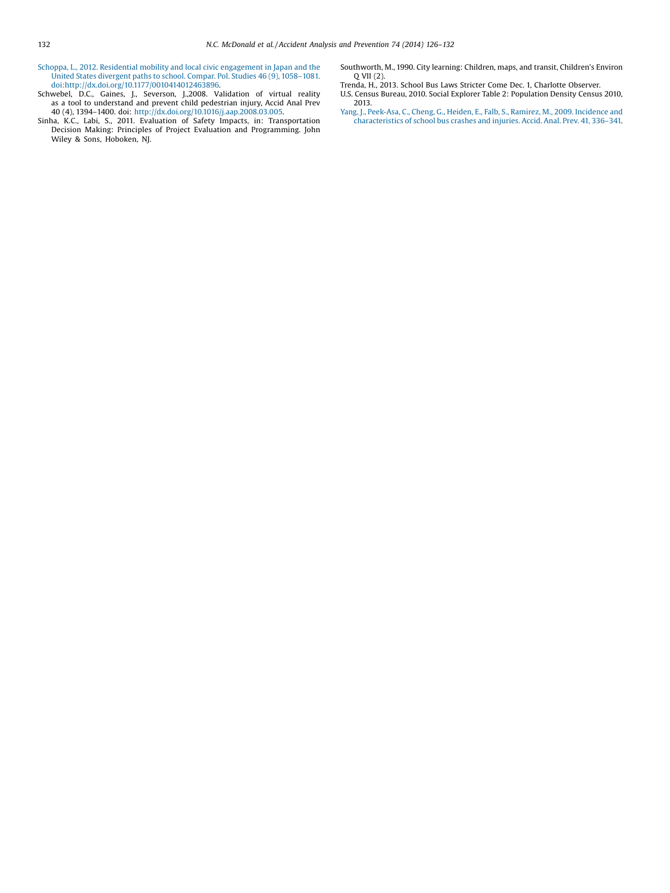Schoppa, L., 2012. Residential mobility and local civic engagement in Japan and the United States divergent paths to school. Compar. Pol. Studies 46 (9), 1058–1081. doi:http://dx.doi.org/10.1177/0010414012463896.

Schwebel, D.C., Gaines, J., Severson, J.,2008. Validation of virtual reality as a tool to understand and prevent child pedestrian injury, Accid Anal Prev 40 (4), 1394–1400. doi: http://dx.doi.org/10.1016/j.aap.2008.03.005.

Sinha, K.C., Labi, S., 2011. Evaluation of Safety Impacts, in: Transportation Decision Making: Principles of Project Evaluation and Programming. John Wiley & Sons, Hoboken, NJ.

Southworth, M., 1990. City learning: Children, maps, and transit, Children's Environ Q VII (2).

Trenda, H., 2013. School Bus Laws Stricter Come Dec. 1, Charlotte Observer.

U.S. Census Bureau, 2010. Social Explorer Table 2: Population Density Census 2010, 2013.

Yang, J., Peek-Asa, C., Cheng, G., Heiden, E., Falb, S., Ramirez, M., 2009. Incidence and characteristics of school bus crashes and injuries. Accid. Anal. Prev. 41, 336–341.